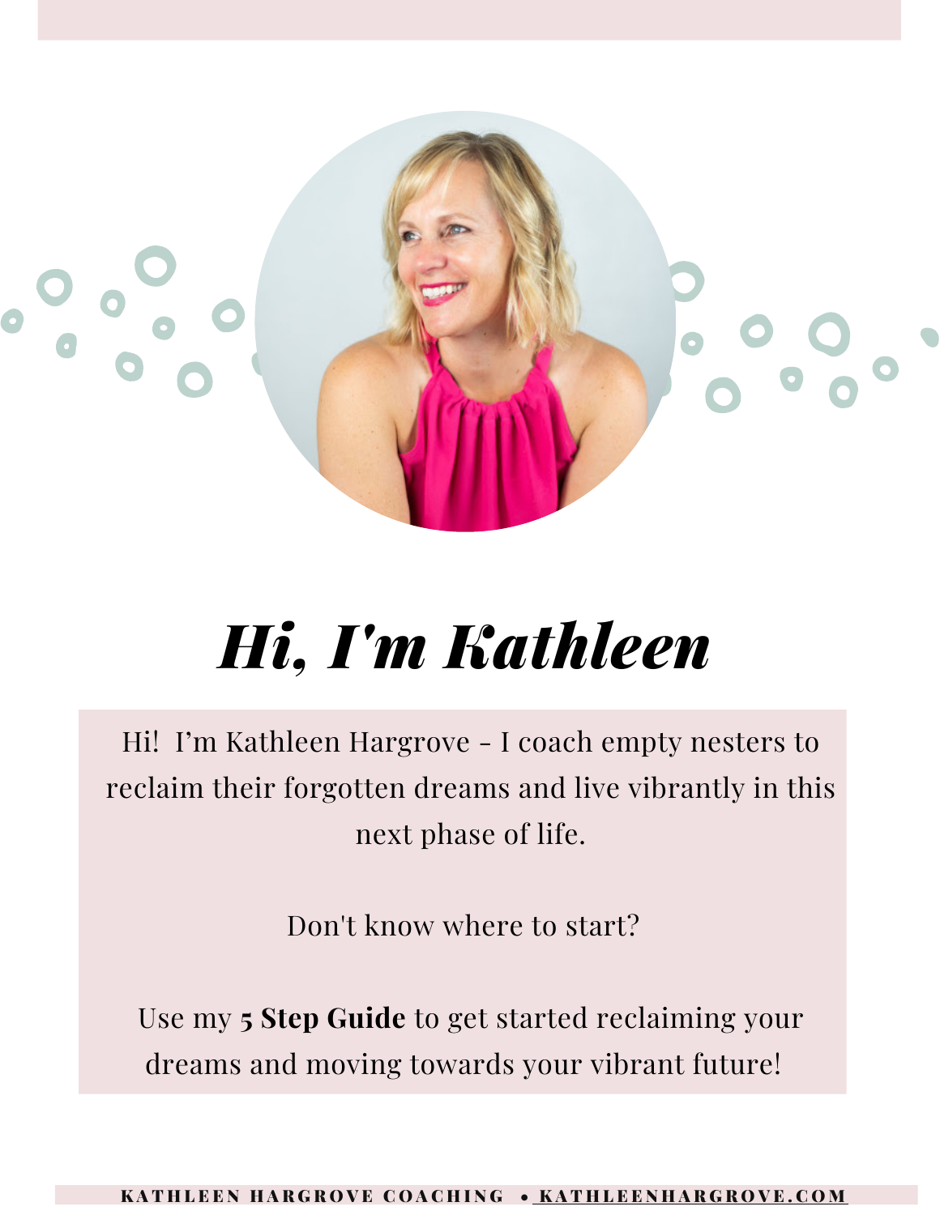# Hi, I'm Kathleen

Hi! I'm Kathleen Hargrove - I coach empty nesters to reclaim their forgotten dreams and live vibrantly in this next phase of life.

Don't know where to start?

Use my **5 Step Guide** to get started reclaiming your dreams and moving towards your vibrant future!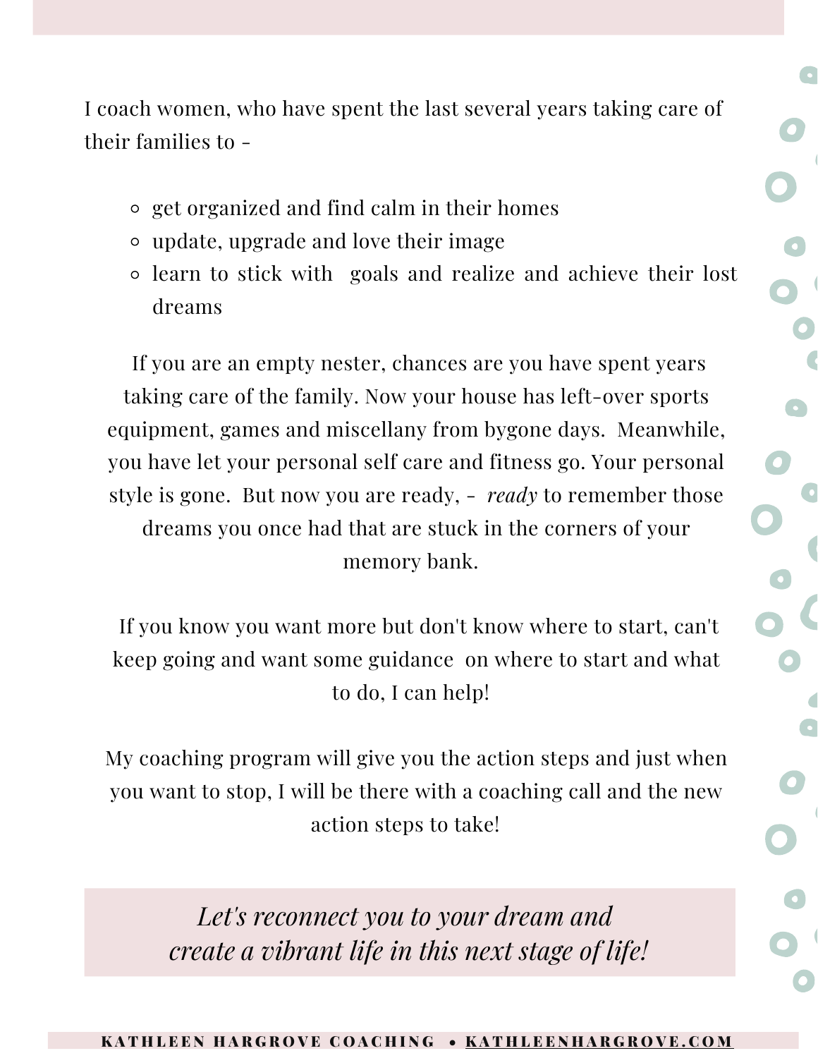I coach women, who have spent the last several years taking care of their families to -

- get organized and find calm in their homes
- update, upgrade and love their image
- learn to stick with goals and realize and achieve their lost dreams

If you are an empty nester, chances are you have spent years taking care of the family. Now your house has left-over sports equipment, games and miscellany from bygone days. Meanwhile, you have let your personal self care and fitness go. Your personal style is gone. But now you are ready, - *ready* to remember those dreams you once had that are stuck in the corners of your memory bank.

If you know you want more but don't know where to start, can't keep going and want some guidance on where to start and what to do, I can help!

My coaching program will give you the action steps and just when you want to stop, I will be there with a coaching call and the new action steps to take!

*Let's reconnect you to your dream and create a vibrant life in this next stage of life!*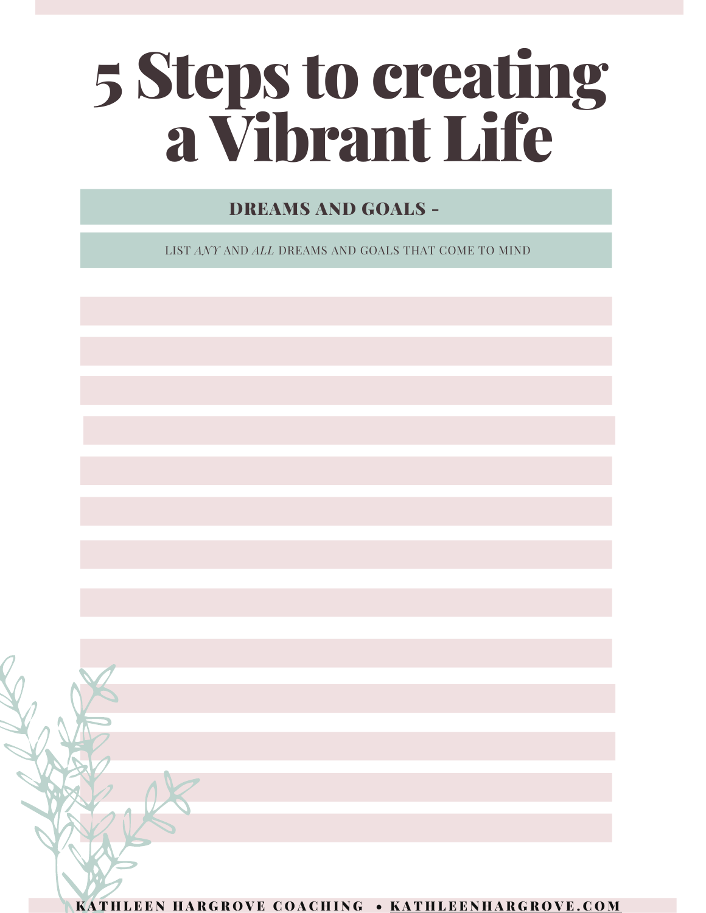# 5 Steps to creating a Vibrant Life

## DREAMS AND GOALS -

LIST *ANY* AND *ALL* DREAMS AND GOALS THAT COME TO MIND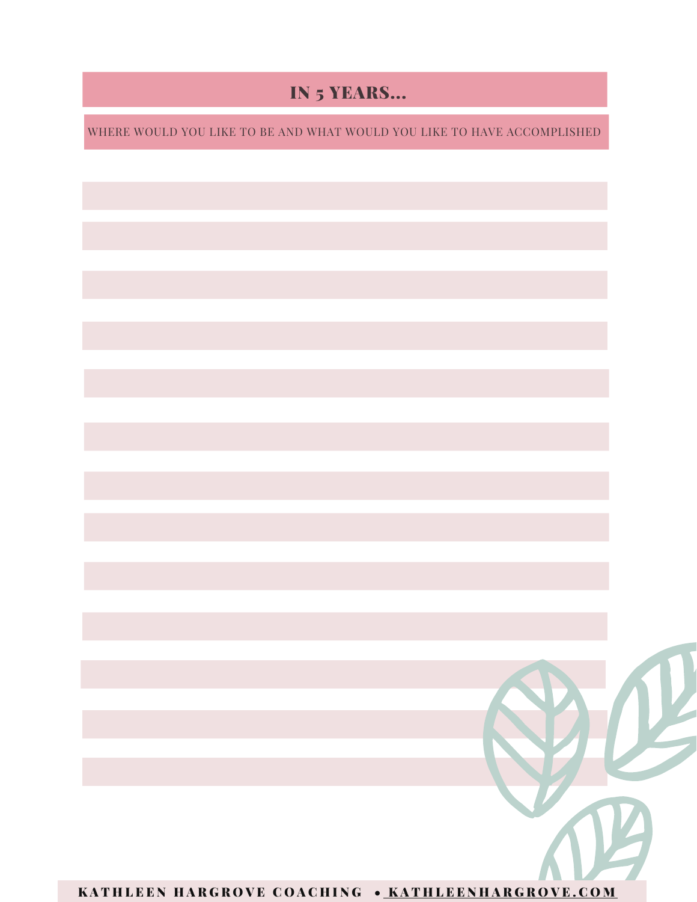# IN 5 YEARS...

WHERE WOULD YOU LIKE TO BE AND WHAT WOULD YOU LIKE TO HAVE ACCOMPLISHED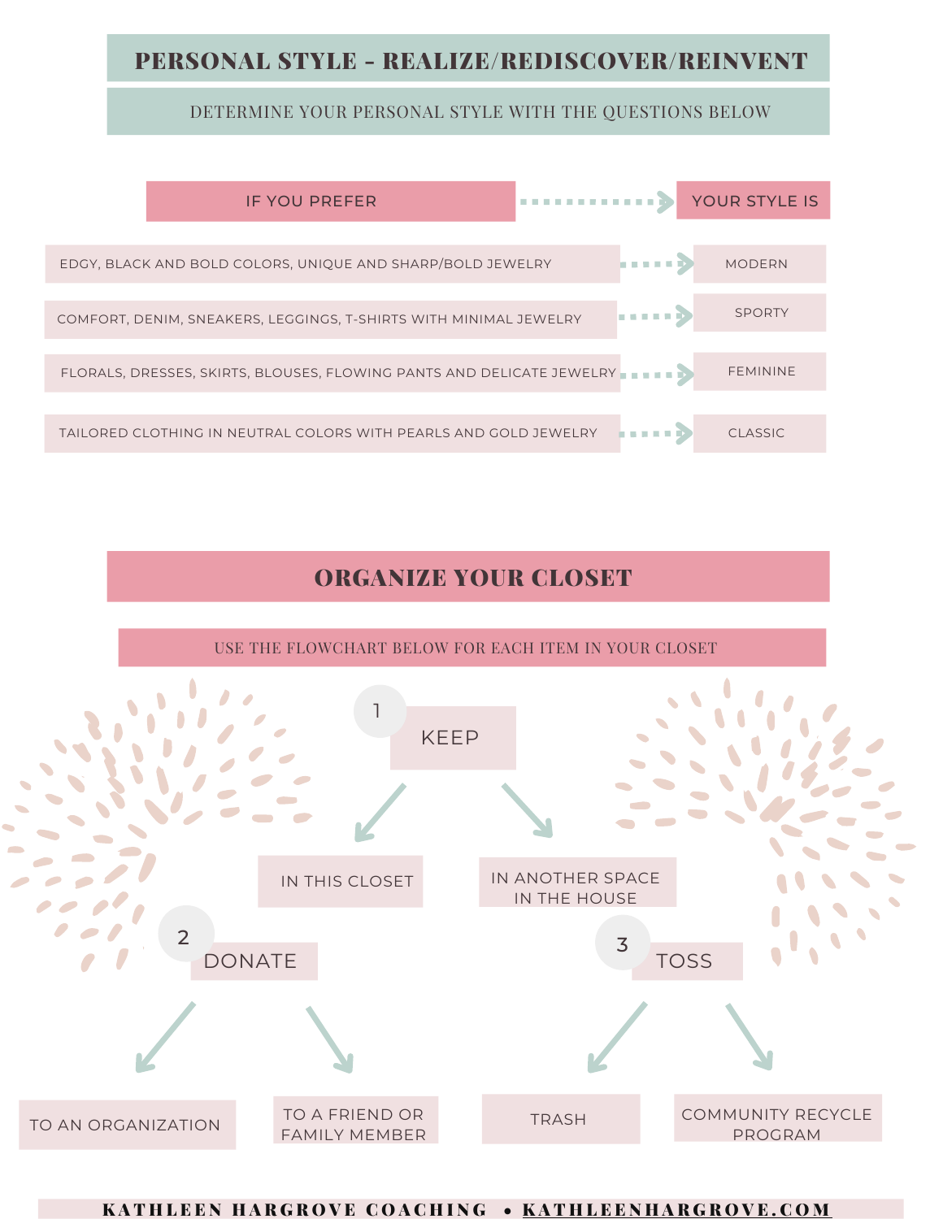# PERSONAL STYLE - REALIZE/REDISCOVER/REINVENT

DETERMINE YOUR PERSONAL STYLE WITH THE QUESTIONS BELOW

| IF YOU PREFER | YOUR STYLE IS |
|---|---|
| EDGY, BLACK AND BOLD COLORS, UNIQUE AND SHARP/BOLD JEWELRY | MODERN |
| COMFORT, DENIM, SNEAKERS, LEGGINGS, T-SHIRTS WITH MINIMAL JEWELRY | SPORTY |
| FLORALS, DRESSES, SKIRTS, BLOUSES, FLOWING PANTS AND DELICATE JEWELRY | FEMININE |
| TAILORED CLOTHING IN NEUTRAL COLORS WITH PEARLS AND GOLD JEWELRY | CLASSIC |

# ORGANIZE YOUR CLOSET

USE THE FLOWCHART BELOW FOR EACH ITEM IN YOUR CLOSET

1. KEEP
   - IN THIS CLOSET
   - IN ANOTHER SPACE IN THE HOUSE
2. DONATE
   - TO AN ORGANIZATION
   - TO A FRIEND OR FAMILY MEMBER
3. TOSS
   - TRASH
   - COMMUNITY RECYCLE PROGRAM

KATHLEEN HARGROVE COACHING • KATHLEENHARGROVE.COM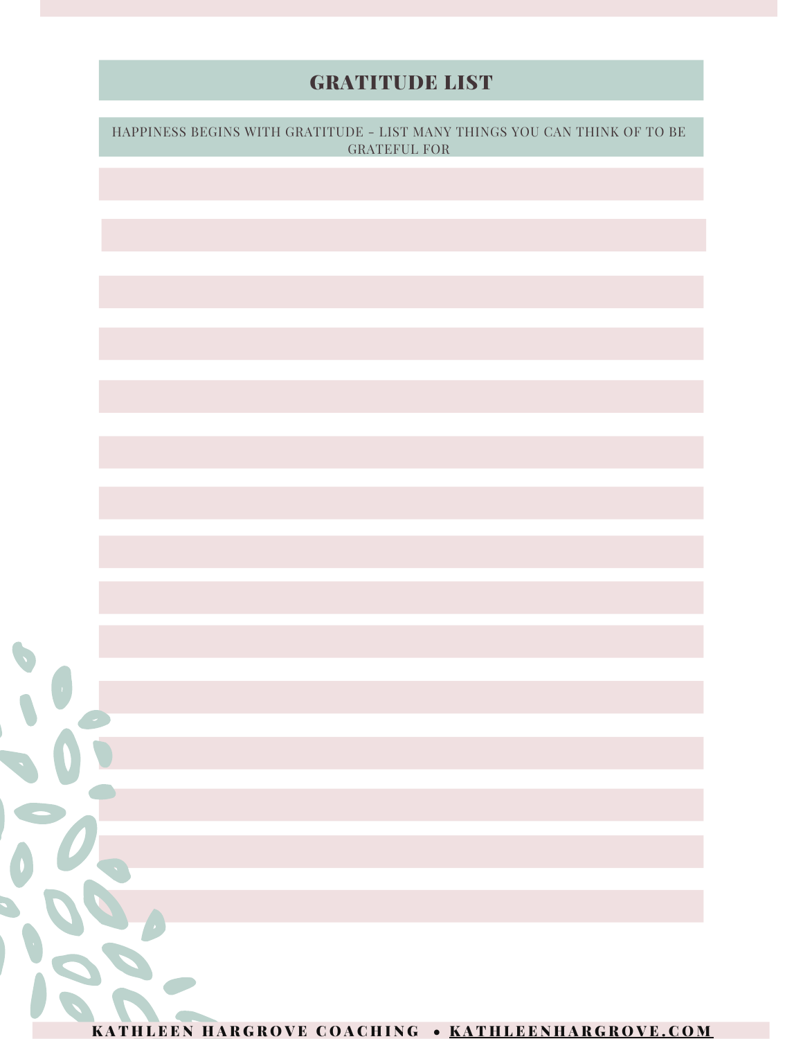# GRATITUDE LIST

HAPPINESS BEGINS WITH GRATITUDE - LIST MANY THINGS YOU CAN THINK OF TO BE GRATEFUL FOR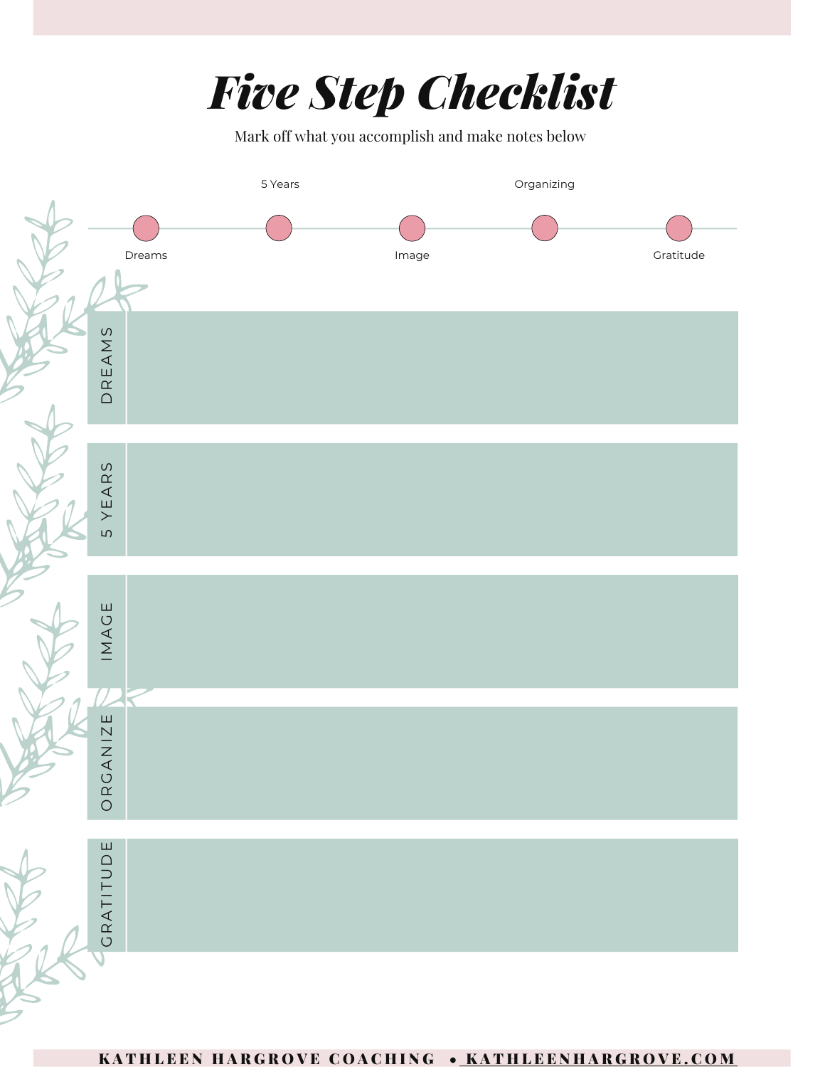# *Five Step Checklist*

Mark off what you accomplish and make notes below

Dreams — 5 Years — Image — Organizing — Gratitude

| DREAMS | |
|---|---|
| 5 YEARS | |
| IMAGE | |
| ORGANIZE | |
| GRATITUDE | |

KATHLEEN HARGROVE COACHING • KATHLEENHARGROVE.COM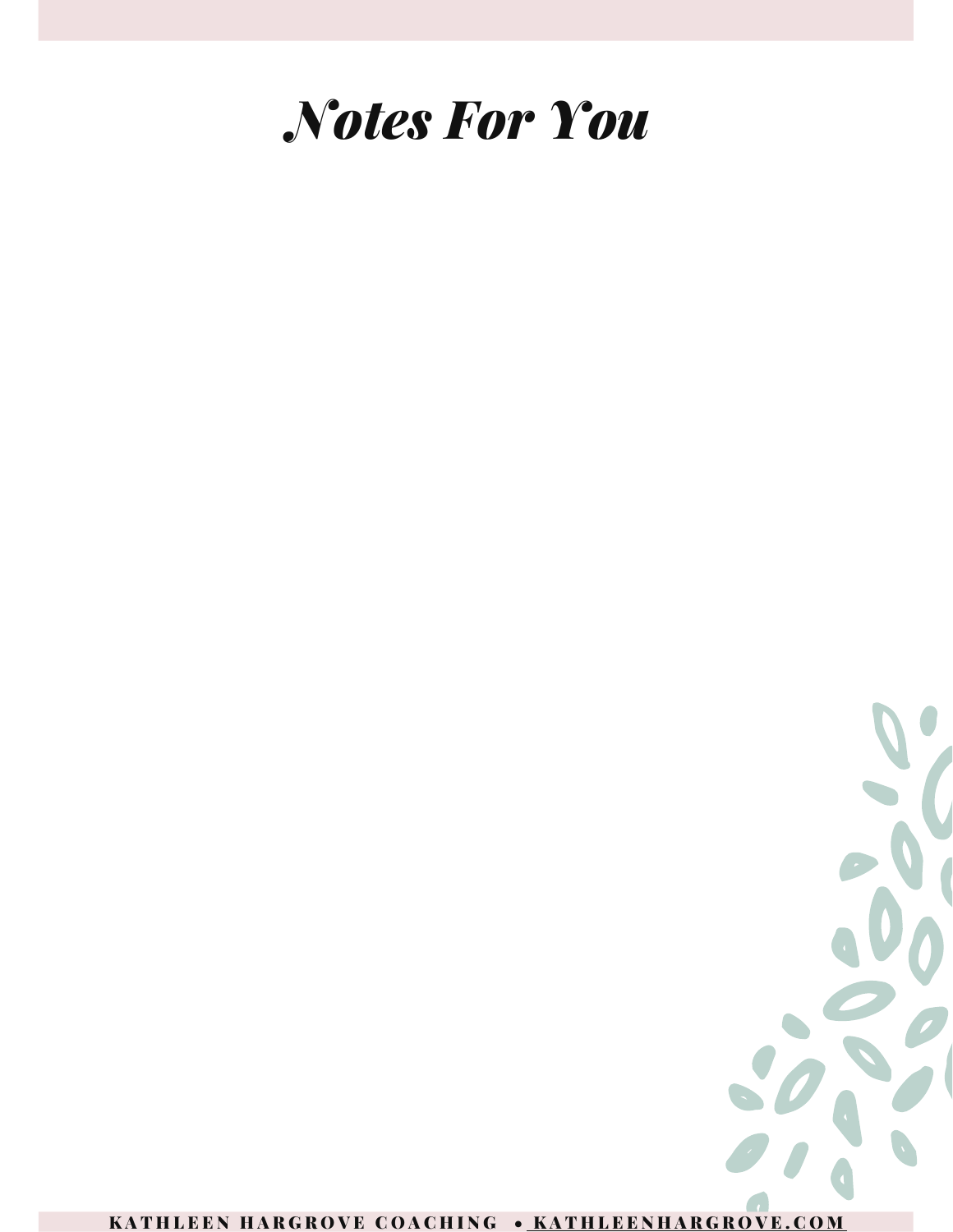# *Notes For You*